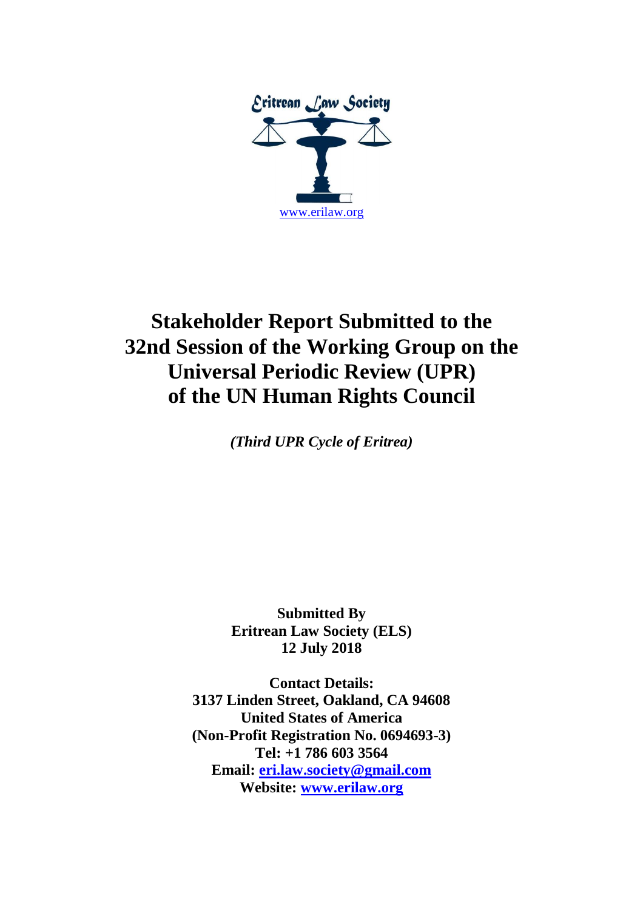Eritrean Law Society

www.erilaw.org

# Stakeholder Report Submitted to the 32nd Session of the Working Group on the Universal Periodic Review (UPR) of the UN Human Rights Council

*(Third UPR Cycle of Eritrea)*

**Submitted By**
**Eritrean Law Society (ELS)**
**12 July 2018**

**Contact Details:**
**3137 Linden Street, Oakland, CA 94608**
**United States of America**
**(Non-Profit Registration No. 0694693-3)**
**Tel: +1 786 603 3564**
**Email: eri.law.society@gmail.com**
**Website: www.erilaw.org**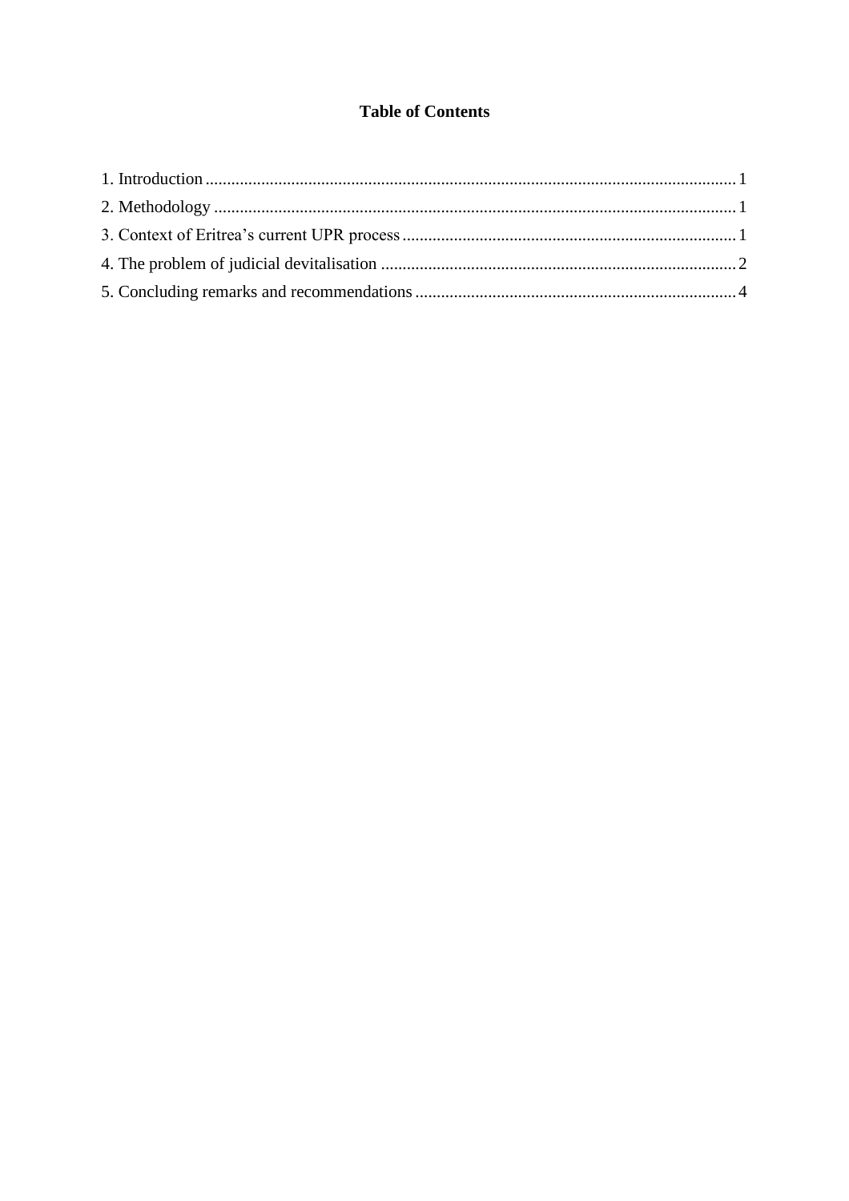# Table of Contents

1. Introduction ........................................................................................................................ 1
2. Methodology ...................................................................................................................... 1
3. Context of Eritrea's current UPR process .......................................................................... 1
4. The problem of judicial devitalisation ................................................................................. 2
5. Concluding remarks and recommendations ......................................................................... 4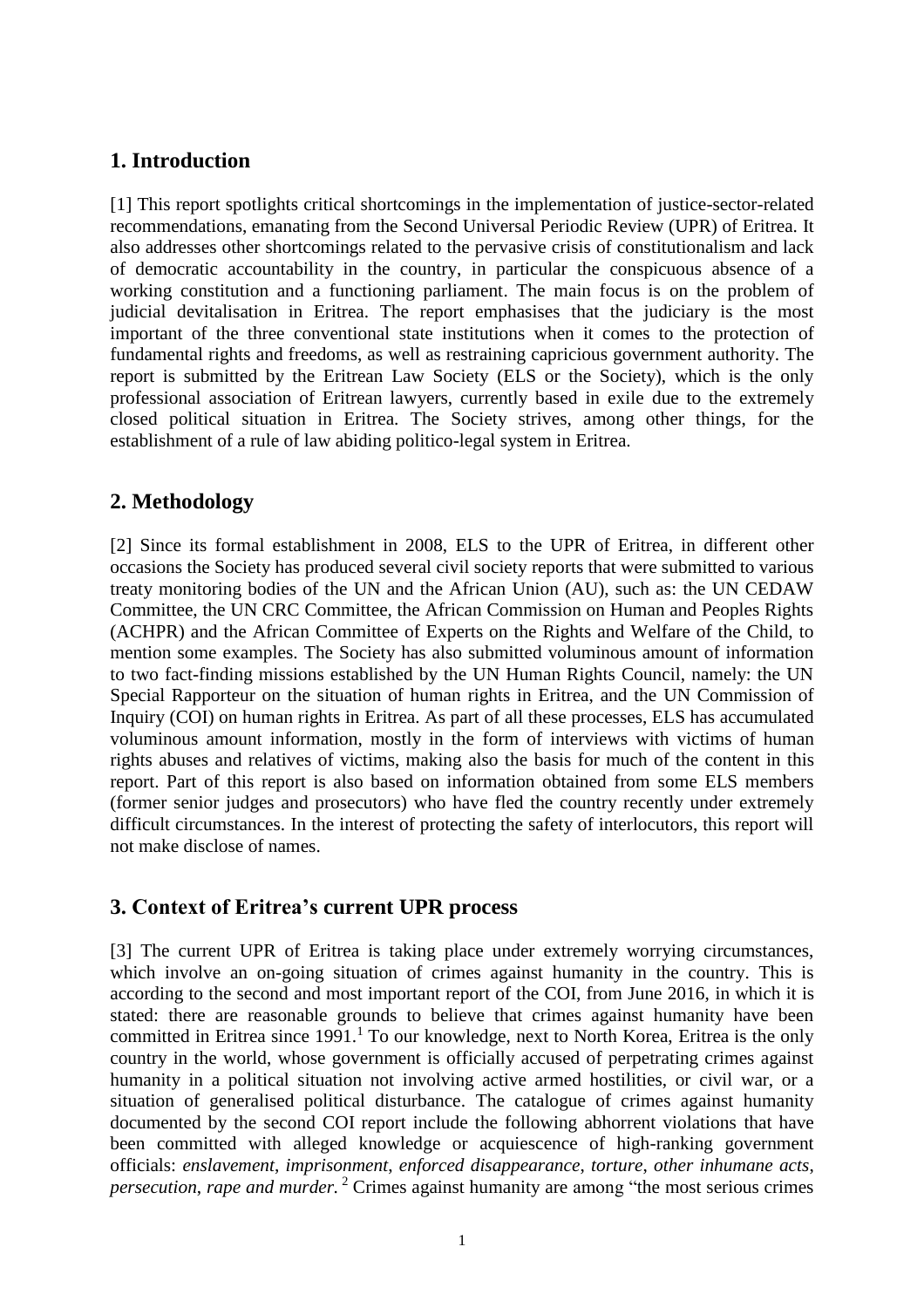## 1. Introduction

[1] This report spotlights critical shortcomings in the implementation of justice-sector-related recommendations, emanating from the Second Universal Periodic Review (UPR) of Eritrea. It also addresses other shortcomings related to the pervasive crisis of constitutionalism and lack of democratic accountability in the country, in particular the conspicuous absence of a working constitution and a functioning parliament. The main focus is on the problem of judicial devitalisation in Eritrea. The report emphasises that the judiciary is the most important of the three conventional state institutions when it comes to the protection of fundamental rights and freedoms, as well as restraining capricious government authority. The report is submitted by the Eritrean Law Society (ELS or the Society), which is the only professional association of Eritrean lawyers, currently based in exile due to the extremely closed political situation in Eritrea. The Society strives, among other things, for the establishment of a rule of law abiding politico-legal system in Eritrea.

## 2. Methodology

[2] Since its formal establishment in 2008, ELS to the UPR of Eritrea, in different other occasions the Society has produced several civil society reports that were submitted to various treaty monitoring bodies of the UN and the African Union (AU), such as: the UN CEDAW Committee, the UN CRC Committee, the African Commission on Human and Peoples Rights (ACHPR) and the African Committee of Experts on the Rights and Welfare of the Child, to mention some examples. The Society has also submitted voluminous amount information to two fact-finding missions established by the UN Human Rights Council, namely: the UN Special Rapporteur on the situation of human rights in Eritrea, and the UN Commission of Inquiry (COI) on human rights in Eritrea. As part of all these processes, ELS has accumulated voluminous amount information, mostly in the form of interviews with victims of human rights abuses and relatives of victims, making also the basis for much of the content in this report. Part of this report is also based on information obtained from some ELS members (former senior judges and prosecutors) who have fled the country recently under extremely difficult circumstances. In the interest of protecting the safety of interlocutors, this report will not make disclose of names.

## 3. Context of Eritrea's current UPR process

[3] The current UPR of Eritrea is taking place under extremely worrying circumstances, which involve an on-going situation of crimes against humanity in the country. This is according to the second and most important report of the COI, from June 2016, in which it is stated: there are reasonable grounds to believe that crimes against humanity have been committed in Eritrea since 1991.[1] To our knowledge, next to North Korea, Eritrea is the only country in the world, whose government is officially accused of perpetrating crimes against humanity in a political situation not involving active armed hostilities, or civil war, or a situation of generalised political disturbance. The catalogue of crimes against humanity documented by the second COI report include the following abhorrent violations that have been committed with alleged knowledge or acquiescence of high-ranking government officials: *enslavement, imprisonment, enforced disappearance, torture, other inhumane acts, persecution, rape and murder.* [2] Crimes against humanity are among "the most serious crimes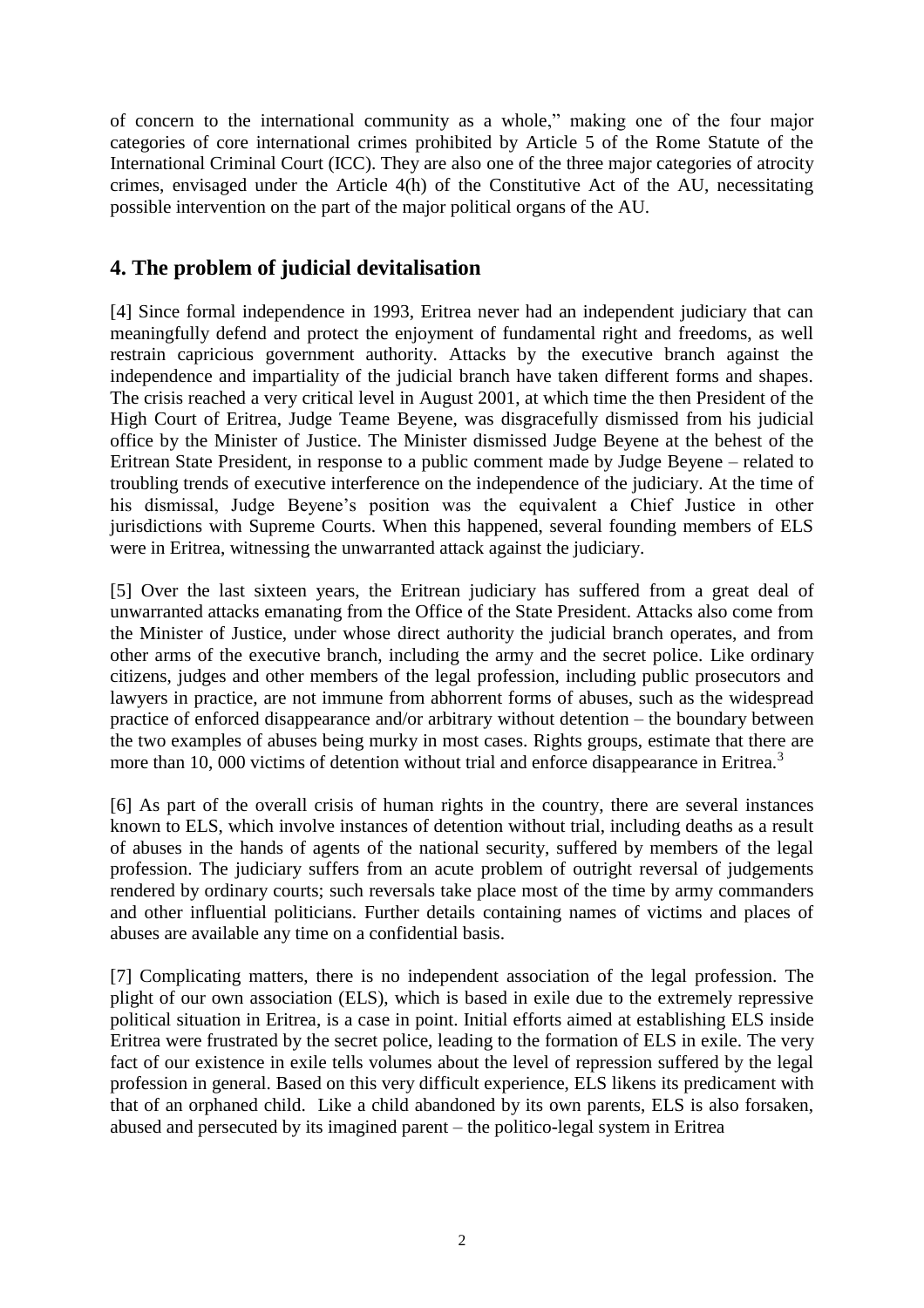of concern to the international community as a whole," making one of the four major categories of core international crimes prohibited by Article 5 of the Rome Statute of the International Criminal Court (ICC). They are also one of the three major categories of atrocity crimes, envisaged under the Article 4(h) of the Constitutive Act of the AU, necessitating possible intervention on the part of the major political organs of the AU.

## 4. The problem of judicial devitalisation

[4] Since formal independence in 1993, Eritrea never had an independent judiciary that can meaningfully defend and protect the enjoyment of fundamental right and freedoms, as well restrain capricious government authority. Attacks by the executive branch against the independence and impartiality of the judicial branch have taken different forms and shapes. The crisis reached a very critical level in August 2001, at which time the then President of the High Court of Eritrea, Judge Teame Beyene, was disgracefully dismissed from his judicial office by the Minister of Justice. The Minister dismissed Judge Beyene at the behest of the Eritrean State President, in response to a public comment made by Judge Beyene – related to troubling trends of executive interference on the independence of the judiciary. At the time of his dismissal, Judge Beyene's position was the equivalent a Chief Justice in other jurisdictions with Supreme Courts. When this happened, several founding members of ELS were in Eritrea, witnessing the unwarranted attack against the judiciary.

[5] Over the last sixteen years, the Eritrean judiciary has suffered from a great deal of unwarranted attacks emanating from the Office of the State President. Attacks also come from the Minister of Justice, under whose direct authority the judicial branch operates, and from other arms of the executive branch, including the army and the secret police. Like ordinary citizens, judges and other members of the legal profession, including public prosecutors and lawyers in practice, are not immune from abhorrent forms of abuses, such as the widespread practice of enforced disappearance and/or arbitrary without detention – the boundary between the two examples of abuses being murky in most cases. Rights groups, estimate that there are more than 10, 000 victims of detention without trial and enforce disappearance in Eritrea.[3]

[6] As part of the overall crisis of human rights in the country, there are several instances known to ELS, which involve instances of detention without trial, including deaths as a result of abuses in the hands of agents of the national security, suffered by members of the legal profession. The judiciary suffers from an acute problem of outright reversal of judgements rendered by ordinary courts; such reversals take place most of the time by army commanders and other influential politicians. Further details containing names of victims and places of abuses are available any time on a confidential basis.

[7] Complicating matters, there is no independent association of the legal profession. The plight of our own association (ELS), which is based in exile due to the extremely repressive political situation in Eritrea, is a case in point. Initial efforts aimed at establishing ELS inside Eritrea were frustrated by the secret police, leading to the formation of ELS in exile. The very fact of our existence in exile tells volumes about the level of repression suffered by the legal profession in general. Based on this very difficult experience, ELS likens its predicament with that of an orphaned child. Like a child abandoned by its own parents, ELS is also forsaken, abused and persecuted by its imagined parent – the politico-legal system in Eritrea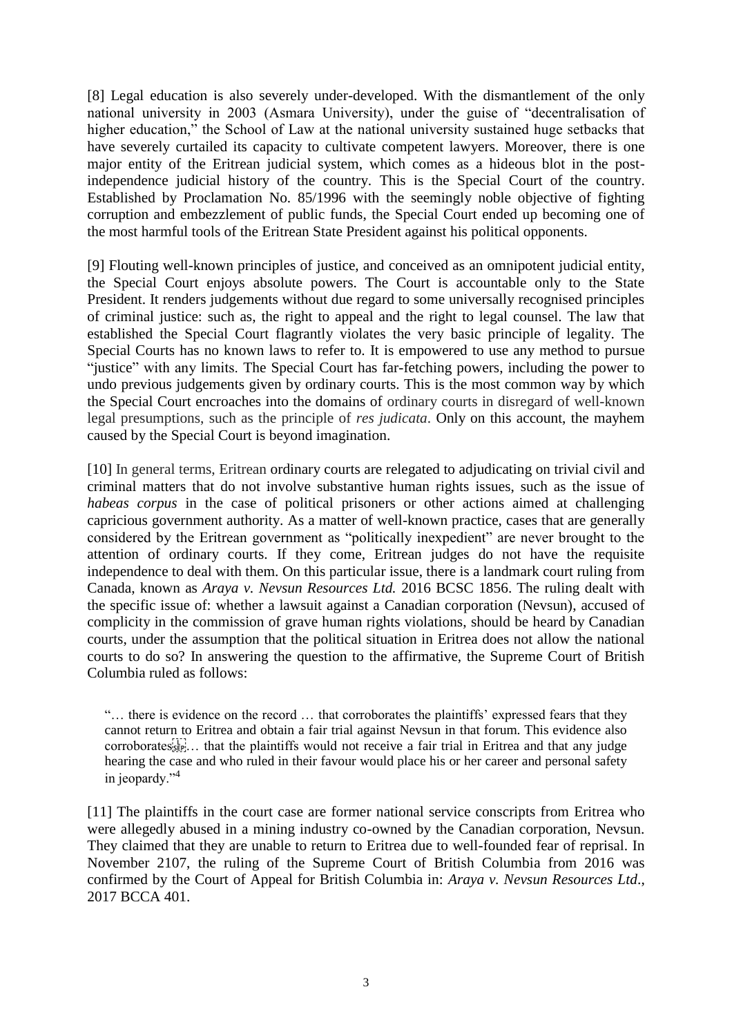[8] Legal education is also severely under-developed. With the dismantlement of the only national university in 2003 (Asmara University), under the guise of "decentralisation of higher education," the School of Law at the national university sustained huge setbacks that have severely curtailed its capacity to cultivate competent lawyers. Moreover, there is one major entity of the Eritrean judicial system, which comes as a hideous blot in the post-independence judicial history of the country. This is the Special Court of the country. Established by Proclamation No. 85/1996 with the seemingly noble objective of fighting corruption and embezzlement of public funds, the Special Court ended up becoming one of the most harmful tools of the Eritrean State President against his political opponents.

[9] Flouting well-known principles of justice, and conceived as an omnipotent judicial entity, the Special Court enjoys absolute powers. The Court is accountable only to the State President. It renders judgements without due regard to some universally recognised principles of criminal justice: such as, the right to appeal and the right to legal counsel. The law that established the Special Court flagrantly violates the very basic principle of legality. The Special Courts has no known laws to refer to. It is empowered to use any method to pursue "justice" with any limits. The Special Court has far-fetching powers, including the power to undo previous judgements given by ordinary courts. This is the most common way by which the Special Court encroaches into the domains of ordinary courts in disregard of well-known legal presumptions, such as the principle of *res judicata*. Only on this account, the mayhem caused by the Special Court is beyond imagination.

[10] In general terms, Eritrean ordinary courts are relegated to adjudicating on trivial civil and criminal matters that do not involve substantive human rights issues, such as the issue of *habeas corpus* in the case of political prisoners or other actions aimed at challenging capricious government authority. As a matter of well-known practice, cases that are generally considered by the Eritrean government as "politically inexpedient" are never brought to the attention of ordinary courts. If they come, Eritrean judges do not have the requisite independence to deal with them. On this particular issue, there is a landmark court ruling from Canada, known as *Araya v. Nevsun Resources Ltd.* 2016 BCSC 1856. The ruling dealt with the specific issue of: whether a lawsuit against a Canadian corporation (Nevsun), accused of complicity in the commission of grave human rights violations, should be heard by Canadian courts, under the assumption that the political situation in Eritrea does not allow the national courts to do so? In answering the question to the affirmative, the Supreme Court of British Columbia ruled as follows:

> "… there is evidence on the record … that corroborates the plaintiffs' expressed fears that they cannot return to Eritrea and obtain a fair trial against Nevsun in that forum. This evidence also corroborates … that the plaintiffs would not receive a fair trial in Eritrea and that any judge hearing the case and who ruled in their favour would place his or her career and personal safety in jeopardy."[4]

[11] The plaintiffs in the court case are former national service conscripts from Eritrea who were allegedly abused in a mining industry co-owned by the Canadian corporation, Nevsun. They claimed that they are unable to return to Eritrea due to well-founded fear of reprisal. In November 2107, the ruling of the Supreme Court of British Columbia from 2016 was confirmed by the Court of Appeal for British Columbia in: *Araya v. Nevsun Resources Ltd*., 2017 BCCA 401.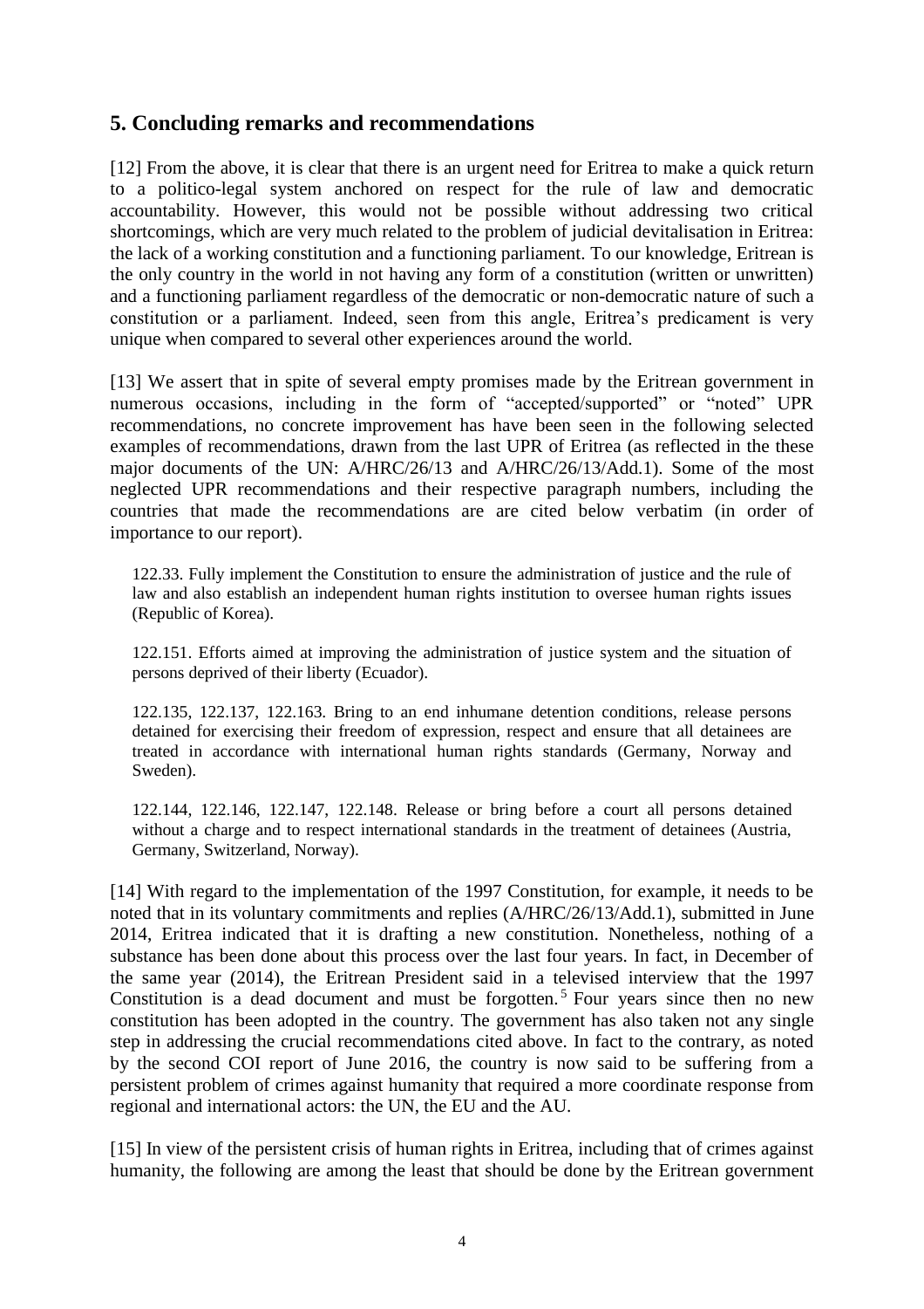## 5. Concluding remarks and recommendations

[12] From the above, it is clear that there is an urgent need for Eritrea to make a quick return to a politico-legal system anchored on respect for the rule of law and democratic accountability. However, this would not be possible without addressing two critical shortcomings, which are very much related to the problem of judicial devitalisation in Eritrea: the lack of a working constitution and a functioning parliament. To our knowledge, Eritrean is the only country in the world in not having any form of a constitution (written or unwritten) and a functioning parliament regardless of the democratic or non-democratic nature of such a constitution or a parliament. Indeed, seen from this angle, Eritrea's predicament is very unique when compared to several other experiences around the world.

[13] We assert that in spite of several empty promises made by the Eritrean government in numerous occasions, including in the form of "accepted/supported" or "noted" UPR recommendations, no concrete improvement has have been seen in the following selected examples of recommendations, drawn from the last UPR of Eritrea (as reflected in the these major documents of the UN: A/HRC/26/13 and A/HRC/26/13/Add.1). Some of the most neglected UPR recommendations and their respective paragraph numbers, including the countries that made the recommendations are are cited below verbatim (in order of importance to our report).

> 122.33. Fully implement the Constitution to ensure the administration of justice and the rule of law and also establish an independent human rights institution to oversee human rights issues (Republic of Korea).
>
> 122.151. Efforts aimed at improving the administration of justice system and the situation of persons deprived of their liberty (Ecuador).
>
> 122.135, 122.137, 122.163. Bring to an end inhumane detention conditions, release persons detained for exercising their freedom of expression, respect and ensure that all detainees are treated in accordance with international human rights standards (Germany, Norway and Sweden).
>
> 122.144, 122.146, 122.147, 122.148. Release or bring before a court all persons detained without a charge and to respect international standards in the treatment of detainees (Austria, Germany, Switzerland, Norway).

[14] With regard to the implementation of the 1997 Constitution, for example, it needs to be noted that in its voluntary commitments and replies (A/HRC/26/13/Add.1), submitted in June 2014, Eritrea indicated that it is drafting a new constitution. Nonetheless, nothing of a substance has been done about this process over the last four years. In fact, in December of the same year (2014), the Eritrean President said in a televised interview that the 1997 Constitution is a dead document and must be forgotten.[5] Four years since then no new constitution has been adopted in the country. The government has also taken not any single step in addressing the crucial recommendations cited above. In fact to the contrary, as noted by the second COI report of June 2016, the country is now said to be suffering from a persistent problem of crimes against humanity that required a more coordinate response from regional and international actors: the UN, the EU and the AU.

[15] In view of the persistent crisis of human rights in Eritrea, including that of crimes against humanity, the following are among the least that should be done by the Eritrean government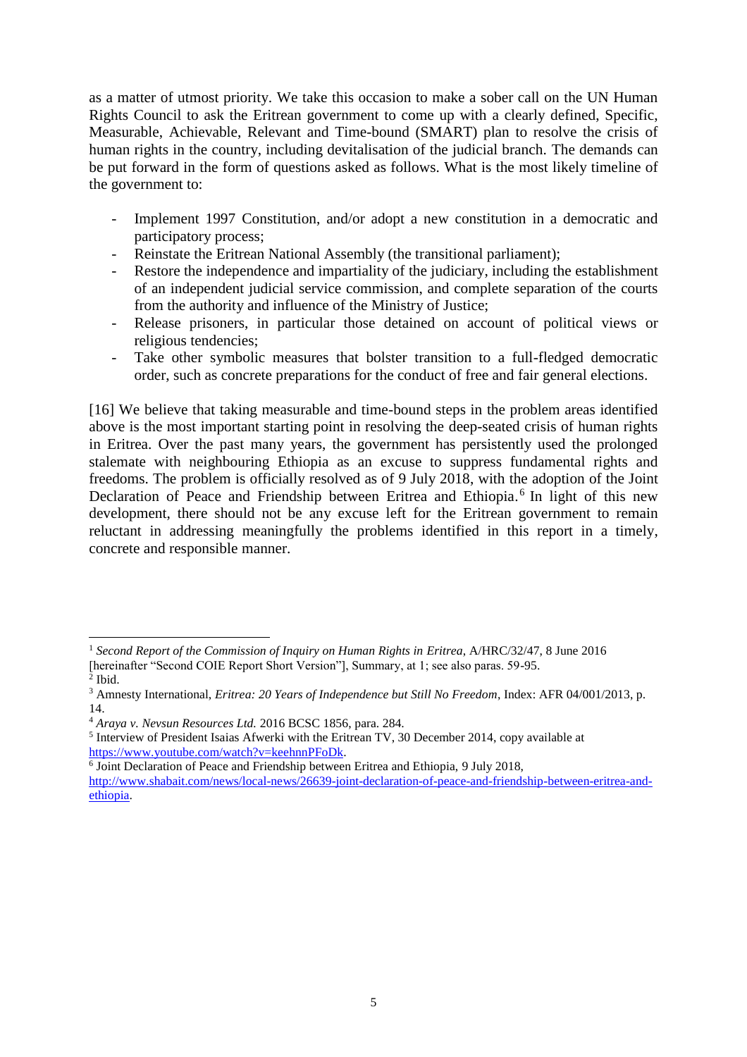as a matter of utmost priority. We take this occasion to make a sober call on the UN Human Rights Council to ask the Eritrean government to come up with a clearly defined, Specific, Measurable, Achievable, Relevant and Time-bound (SMART) plan to resolve the crisis of human rights in the country, including devitalisation of the judicial branch. The demands can be put forward in the form of questions asked as follows. What is the most likely timeline of the government to:

- Implement 1997 Constitution, and/or adopt a new constitution in a democratic and participatory process;
- Reinstate the Eritrean National Assembly (the transitional parliament);
- Restore the independence and impartiality of the judiciary, including the establishment of an independent judicial service commission, and complete separation of the courts from the authority and influence of the Ministry of Justice;
- Release prisoners, in particular those detained on account of political views or religious tendencies;
- Take other symbolic measures that bolster transition to a full-fledged democratic order, such as concrete preparations for the conduct of free and fair general elections.

[16] We believe that taking measurable and time-bound steps in the problem areas identified above is the most important starting point in resolving the deep-seated crisis of human rights in Eritrea. Over the past many years, the government has persistently used the prolonged stalemate with neighbouring Ethiopia as an excuse to suppress fundamental rights and freedoms. The problem is officially resolved as of 9 July 2018, with the adoption of the Joint Declaration of Peace and Friendship between Eritrea and Ethiopia.[6] In light of this new development, there should not be any excuse left for the Eritrean government to remain reluctant in addressing meaningfully the problems identified in this report in a timely, concrete and responsible manner.

---

[1] *Second Report of the Commission of Inquiry on Human Rights in Eritrea*, A/HRC/32/47, 8 June 2016 [hereinafter "Second COIE Report Short Version"], Summary, at 1; see also paras. 59-95.

[2] Ibid.

[3] Amnesty International, *Eritrea: 20 Years of Independence but Still No Freedom*, Index: AFR 04/001/2013, p. 14.

[4] *Araya v. Nevsun Resources Ltd.* 2016 BCSC 1856, para. 284.

[5] Interview of President Isaias Afwerki with the Eritrean TV, 30 December 2014, copy available at https://www.youtube.com/watch?v=keehnnPFoDk.

[6] Joint Declaration of Peace and Friendship between Eritrea and Ethiopia, 9 July 2018, http://www.shabait.com/news/local-news/26639-joint-declaration-of-peace-and-friendship-between-eritrea-and-ethiopia.